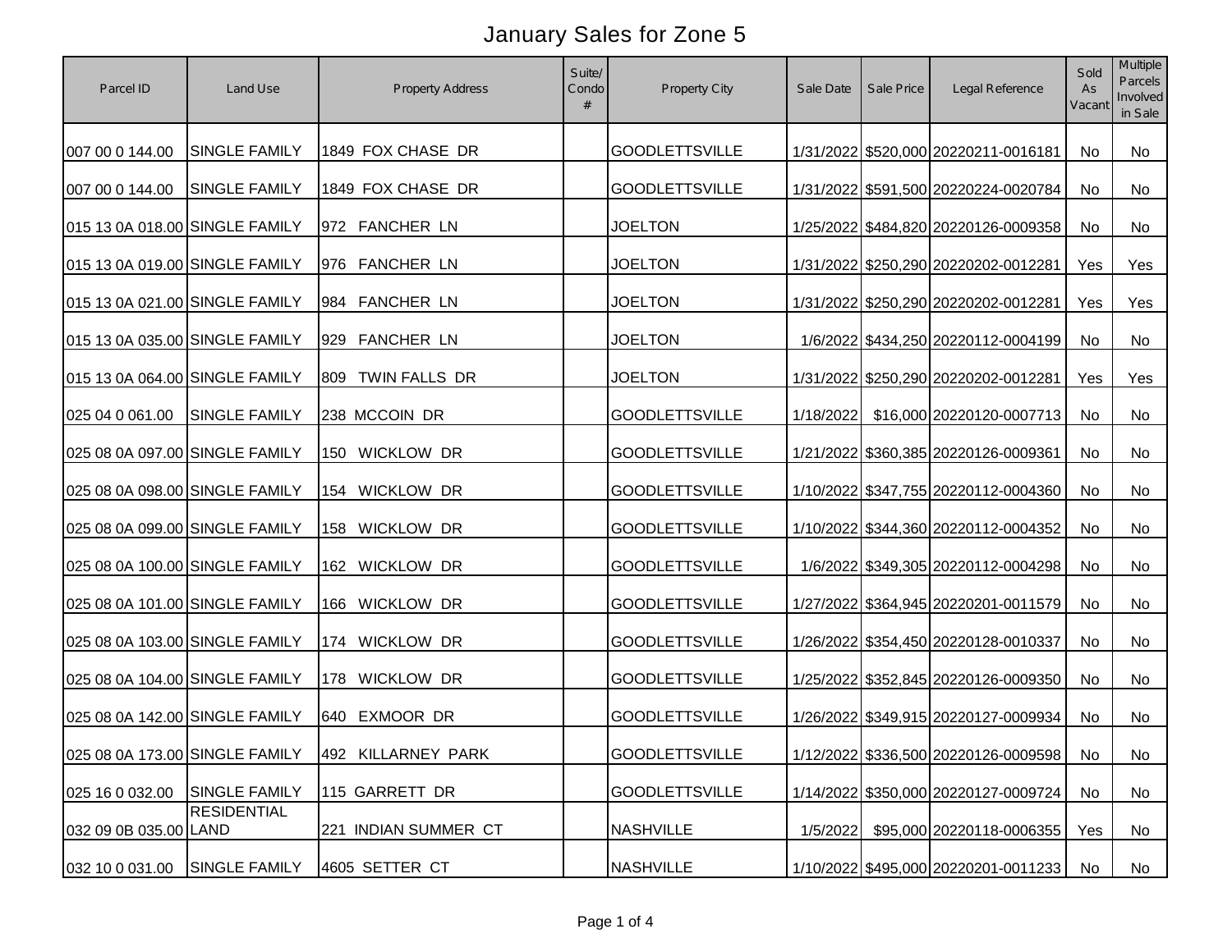# January Sales for Zone 5

| Parcel ID | Land Use | Property Address | Suite/ Condo # | Property City | Sale Date | Sale Price | Legal Reference | Sold As Vacant | Multiple Parcels Involved in Sale |
|---|---|---|---|---|---|---|---|---|---|
| 007 00 0 144.00 | SINGLE FAMILY | 1849 FOX CHASE DR | | GOODLETTSVILLE | 1/31/2022 | $520,000 | 20220211-0016181 | No | No |
| 007 00 0 144.00 | SINGLE FAMILY | 1849 FOX CHASE DR | | GOODLETTSVILLE | 1/31/2022 | $591,500 | 20220224-0020784 | No | No |
| 015 13 0A 018.00 | SINGLE FAMILY | 972 FANCHER LN | | JOELTON | 1/25/2022 | $484,820 | 20220126-0009358 | No | No |
| 015 13 0A 019.00 | SINGLE FAMILY | 976 FANCHER LN | | JOELTON | 1/31/2022 | $250,290 | 20220202-0012281 | Yes | Yes |
| 015 13 0A 021.00 | SINGLE FAMILY | 984 FANCHER LN | | JOELTON | 1/31/2022 | $250,290 | 20220202-0012281 | Yes | Yes |
| 015 13 0A 035.00 | SINGLE FAMILY | 929 FANCHER LN | | JOELTON | 1/6/2022 | $434,250 | 20220112-0004199 | No | No |
| 015 13 0A 064.00 | SINGLE FAMILY | 809 TWIN FALLS DR | | JOELTON | 1/31/2022 | $250,290 | 20220202-0012281 | Yes | Yes |
| 025 04 0 061.00 | SINGLE FAMILY | 238 MCCOIN DR | | GOODLETTSVILLE | 1/18/2022 | $16,000 | 20220120-0007713 | No | No |
| 025 08 0A 097.00 | SINGLE FAMILY | 150 WICKLOW DR | | GOODLETTSVILLE | 1/21/2022 | $360,385 | 20220126-0009361 | No | No |
| 025 08 0A 098.00 | SINGLE FAMILY | 154 WICKLOW DR | | GOODLETTSVILLE | 1/10/2022 | $347,755 | 20220112-0004360 | No | No |
| 025 08 0A 099.00 | SINGLE FAMILY | 158 WICKLOW DR | | GOODLETTSVILLE | 1/10/2022 | $344,360 | 20220112-0004352 | No | No |
| 025 08 0A 100.00 | SINGLE FAMILY | 162 WICKLOW DR | | GOODLETTSVILLE | 1/6/2022 | $349,305 | 20220112-0004298 | No | No |
| 025 08 0A 101.00 | SINGLE FAMILY | 166 WICKLOW DR | | GOODLETTSVILLE | 1/27/2022 | $364,945 | 20220201-0011579 | No | No |
| 025 08 0A 103.00 | SINGLE FAMILY | 174 WICKLOW DR | | GOODLETTSVILLE | 1/26/2022 | $354,450 | 20220128-0010337 | No | No |
| 025 08 0A 104.00 | SINGLE FAMILY | 178 WICKLOW DR | | GOODLETTSVILLE | 1/25/2022 | $352,845 | 20220126-0009350 | No | No |
| 025 08 0A 142.00 | SINGLE FAMILY | 640 EXMOOR DR | | GOODLETTSVILLE | 1/26/2022 | $349,915 | 20220127-0009934 | No | No |
| 025 08 0A 173.00 | SINGLE FAMILY | 492 KILLARNEY PARK | | GOODLETTSVILLE | 1/12/2022 | $336,500 | 20220126-0009598 | No | No |
| 025 16 0 032.00 | SINGLE FAMILY | 115 GARRETT DR | | GOODLETTSVILLE | 1/14/2022 | $350,000 | 20220127-0009724 | No | No |
| 032 09 0B 035.00 | RESIDENTIAL LAND | 221 INDIAN SUMMER CT | | NASHVILLE | 1/5/2022 | $95,000 | 20220118-0006355 | Yes | No |
| 032 10 0 031.00 | SINGLE FAMILY | 4605 SETTER CT | | NASHVILLE | 1/10/2022 | $495,000 | 20220201-0011233 | No | No |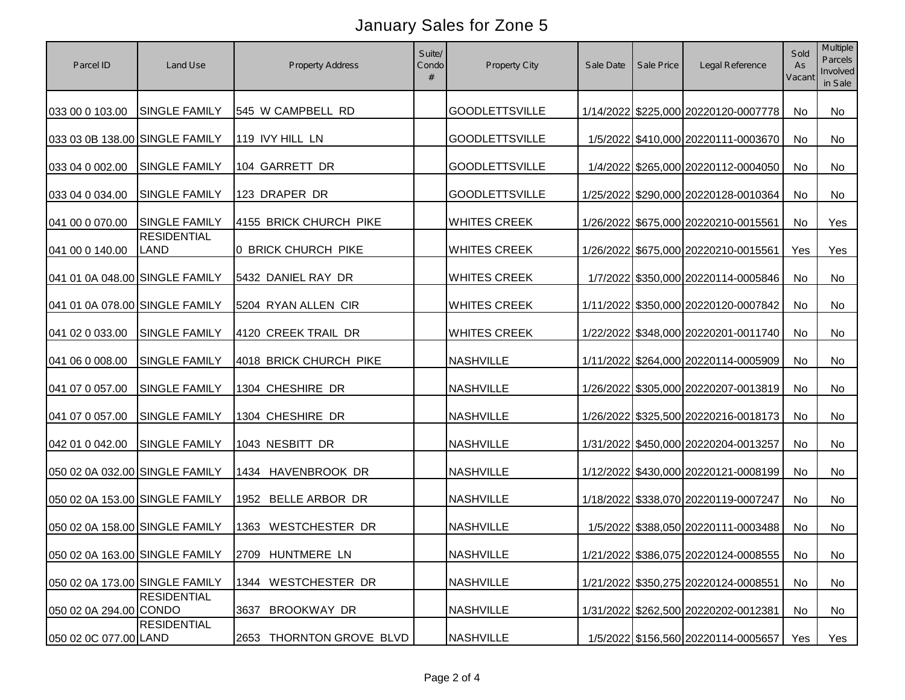# January Sales for Zone 5

| Parcel ID | Land Use | Property Address | Suite/ Condo # | Property City | Sale Date | Sale Price | Legal Reference | Sold As Vacant | Multiple Parcels Involved in Sale |
|---|---|---|---|---|---|---|---|---|---|
| 033 00 0 103.00 | SINGLE FAMILY | 545 W CAMPBELL RD | | GOODLETTSVILLE | 1/14/2022 | $225,000 | 20220120-0007778 | No | No |
| 033 03 0B 138.00 | SINGLE FAMILY | 119 IVY HILL LN | | GOODLETTSVILLE | 1/5/2022 | $410,000 | 20220111-0003670 | No | No |
| 033 04 0 002.00 | SINGLE FAMILY | 104 GARRETT DR | | GOODLETTSVILLE | 1/4/2022 | $265,000 | 20220112-0004050 | No | No |
| 033 04 0 034.00 | SINGLE FAMILY | 123 DRAPER DR | | GOODLETTSVILLE | 1/25/2022 | $290,000 | 20220128-0010364 | No | No |
| 041 00 0 070.00 | SINGLE FAMILY | 4155 BRICK CHURCH PIKE | | WHITES CREEK | 1/26/2022 | $675,000 | 20220210-0015561 | No | Yes |
| 041 00 0 140.00 | RESIDENTIAL LAND | 0 BRICK CHURCH PIKE | | WHITES CREEK | 1/26/2022 | $675,000 | 20220210-0015561 | Yes | Yes |
| 041 01 0A 048.00 | SINGLE FAMILY | 5432 DANIEL RAY DR | | WHITES CREEK | 1/7/2022 | $350,000 | 20220114-0005846 | No | No |
| 041 01 0A 078.00 | SINGLE FAMILY | 5204 RYAN ALLEN CIR | | WHITES CREEK | 1/11/2022 | $350,000 | 20220120-0007842 | No | No |
| 041 02 0 033.00 | SINGLE FAMILY | 4120 CREEK TRAIL DR | | WHITES CREEK | 1/22/2022 | $348,000 | 20220201-0011740 | No | No |
| 041 06 0 008.00 | SINGLE FAMILY | 4018 BRICK CHURCH PIKE | | NASHVILLE | 1/11/2022 | $264,000 | 20220114-0005909 | No | No |
| 041 07 0 057.00 | SINGLE FAMILY | 1304 CHESHIRE DR | | NASHVILLE | 1/26/2022 | $305,000 | 20220207-0013819 | No | No |
| 041 07 0 057.00 | SINGLE FAMILY | 1304 CHESHIRE DR | | NASHVILLE | 1/26/2022 | $325,500 | 20220216-0018173 | No | No |
| 042 01 0 042.00 | SINGLE FAMILY | 1043 NESBITT DR | | NASHVILLE | 1/31/2022 | $450,000 | 20220204-0013257 | No | No |
| 050 02 0A 032.00 | SINGLE FAMILY | 1434 HAVENBROOK DR | | NASHVILLE | 1/12/2022 | $430,000 | 20220121-0008199 | No | No |
| 050 02 0A 153.00 | SINGLE FAMILY | 1952 BELLE ARBOR DR | | NASHVILLE | 1/18/2022 | $338,070 | 20220119-0007247 | No | No |
| 050 02 0A 158.00 | SINGLE FAMILY | 1363 WESTCHESTER DR | | NASHVILLE | 1/5/2022 | $388,050 | 20220111-0003488 | No | No |
| 050 02 0A 163.00 | SINGLE FAMILY | 2709 HUNTMERE LN | | NASHVILLE | 1/21/2022 | $386,075 | 20220124-0008555 | No | No |
| 050 02 0A 173.00 | SINGLE FAMILY | 1344 WESTCHESTER DR | | NASHVILLE | 1/21/2022 | $350,275 | 20220124-0008551 | No | No |
| 050 02 0A 294.00 | RESIDENTIAL CONDO | 3637 BROOKWAY DR | | NASHVILLE | 1/31/2022 | $262,500 | 20220202-0012381 | No | No |
| 050 02 0C 077.00 | RESIDENTIAL LAND | 2653 THORNTON GROVE BLVD | | NASHVILLE | 1/5/2022 | $156,560 | 20220114-0005657 | Yes | Yes |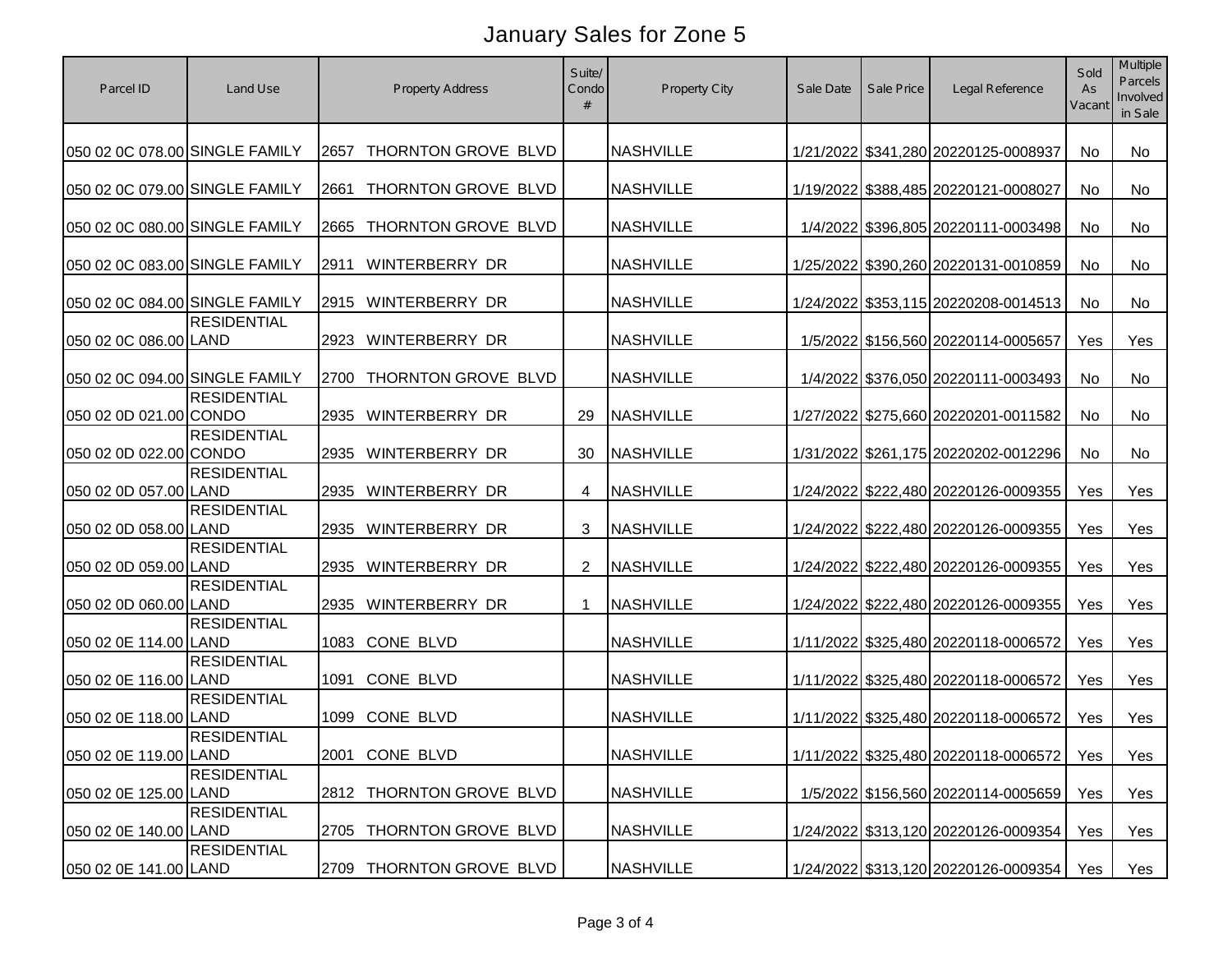# January Sales for Zone 5

| Parcel ID | Land Use | Property Address | Suite/ Condo # | Property City | Sale Date | Sale Price | Legal Reference | Sold As Vacant | Multiple Parcels Involved in Sale |
|---|---|---|---|---|---|---|---|---|---|
| 050 02 0C 078.00 | SINGLE FAMILY | 2657 THORNTON GROVE BLVD | | NASHVILLE | 1/21/2022 | $341,280 | 20220125-0008937 | No | No |
| 050 02 0C 079.00 | SINGLE FAMILY | 2661 THORNTON GROVE BLVD | | NASHVILLE | 1/19/2022 | $388,485 | 20220121-0008027 | No | No |
| 050 02 0C 080.00 | SINGLE FAMILY | 2665 THORNTON GROVE BLVD | | NASHVILLE | 1/4/2022 | $396,805 | 20220111-0003498 | No | No |
| 050 02 0C 083.00 | SINGLE FAMILY | 2911 WINTERBERRY DR | | NASHVILLE | 1/25/2022 | $390,260 | 20220131-0010859 | No | No |
| 050 02 0C 084.00 | SINGLE FAMILY | 2915 WINTERBERRY DR | | NASHVILLE | 1/24/2022 | $353,115 | 20220208-0014513 | No | No |
| 050 02 0C 086.00 | RESIDENTIAL LAND | 2923 WINTERBERRY DR | | NASHVILLE | 1/5/2022 | $156,560 | 20220114-0005657 | Yes | Yes |
| 050 02 0C 094.00 | SINGLE FAMILY | 2700 THORNTON GROVE BLVD | | NASHVILLE | 1/4/2022 | $376,050 | 20220111-0003493 | No | No |
| 050 02 0D 021.00 | RESIDENTIAL CONDO | 2935 WINTERBERRY DR | 29 | NASHVILLE | 1/27/2022 | $275,660 | 20220201-0011582 | No | No |
| 050 02 0D 022.00 | RESIDENTIAL CONDO | 2935 WINTERBERRY DR | 30 | NASHVILLE | 1/31/2022 | $261,175 | 20220202-0012296 | No | No |
| 050 02 0D 057.00 | RESIDENTIAL LAND | 2935 WINTERBERRY DR | 4 | NASHVILLE | 1/24/2022 | $222,480 | 20220126-0009355 | Yes | Yes |
| 050 02 0D 058.00 | RESIDENTIAL LAND | 2935 WINTERBERRY DR | 3 | NASHVILLE | 1/24/2022 | $222,480 | 20220126-0009355 | Yes | Yes |
| 050 02 0D 059.00 | RESIDENTIAL LAND | 2935 WINTERBERRY DR | 2 | NASHVILLE | 1/24/2022 | $222,480 | 20220126-0009355 | Yes | Yes |
| 050 02 0D 060.00 | RESIDENTIAL LAND | 2935 WINTERBERRY DR | 1 | NASHVILLE | 1/24/2022 | $222,480 | 20220126-0009355 | Yes | Yes |
| 050 02 0E 114.00 | RESIDENTIAL LAND | 1083 CONE BLVD | | NASHVILLE | 1/11/2022 | $325,480 | 20220118-0006572 | Yes | Yes |
| 050 02 0E 116.00 | RESIDENTIAL LAND | 1091 CONE BLVD | | NASHVILLE | 1/11/2022 | $325,480 | 20220118-0006572 | Yes | Yes |
| 050 02 0E 118.00 | RESIDENTIAL LAND | 1099 CONE BLVD | | NASHVILLE | 1/11/2022 | $325,480 | 20220118-0006572 | Yes | Yes |
| 050 02 0E 119.00 | RESIDENTIAL LAND | 2001 CONE BLVD | | NASHVILLE | 1/11/2022 | $325,480 | 20220118-0006572 | Yes | Yes |
| 050 02 0E 125.00 | RESIDENTIAL LAND | 2812 THORNTON GROVE BLVD | | NASHVILLE | 1/5/2022 | $156,560 | 20220114-0005659 | Yes | Yes |
| 050 02 0E 140.00 | RESIDENTIAL LAND | 2705 THORNTON GROVE BLVD | | NASHVILLE | 1/24/2022 | $313,120 | 20220126-0009354 | Yes | Yes |
| 050 02 0E 141.00 | RESIDENTIAL LAND | 2709 THORNTON GROVE BLVD | | NASHVILLE | 1/24/2022 | $313,120 | 20220126-0009354 | Yes | Yes |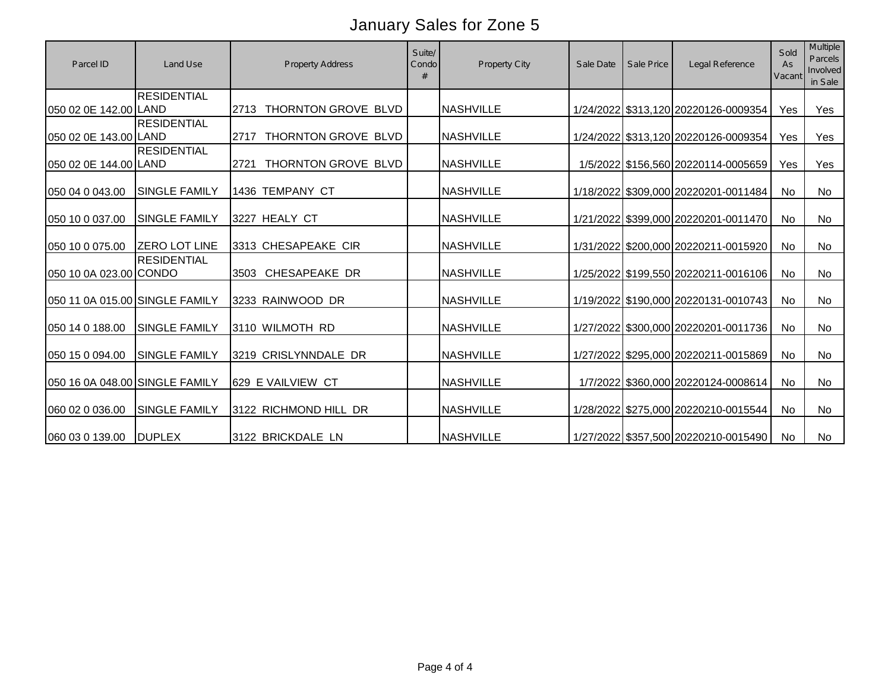# January Sales for Zone 5

| Parcel ID | Land Use | Property Address | Suite/ Condo # | Property City | Sale Date | Sale Price | Legal Reference | Sold As Vacant | Multiple Parcels Involved in Sale |
|---|---|---|---|---|---|---|---|---|---|
| 050 02 0E 142.00 | RESIDENTIAL LAND | 2713 THORNTON GROVE BLVD | | NASHVILLE | 1/24/2022 | $313,120 | 20220126-0009354 | Yes | Yes |
| 050 02 0E 143.00 | RESIDENTIAL LAND | 2717 THORNTON GROVE BLVD | | NASHVILLE | 1/24/2022 | $313,120 | 20220126-0009354 | Yes | Yes |
| 050 02 0E 144.00 | RESIDENTIAL LAND | 2721 THORNTON GROVE BLVD | | NASHVILLE | 1/5/2022 | $156,560 | 20220114-0005659 | Yes | Yes |
| 050 04 0 043.00 | SINGLE FAMILY | 1436 TEMPANY CT | | NASHVILLE | 1/18/2022 | $309,000 | 20220201-0011484 | No | No |
| 050 10 0 037.00 | SINGLE FAMILY | 3227 HEALY CT | | NASHVILLE | 1/21/2022 | $399,000 | 20220201-0011470 | No | No |
| 050 10 0 075.00 | ZERO LOT LINE | 3313 CHESAPEAKE CIR | | NASHVILLE | 1/31/2022 | $200,000 | 20220211-0015920 | No | No |
| 050 10 0A 023.00 | RESIDENTIAL CONDO | 3503 CHESAPEAKE DR | | NASHVILLE | 1/25/2022 | $199,550 | 20220211-0016106 | No | No |
| 050 11 0A 015.00 | SINGLE FAMILY | 3233 RAINWOOD DR | | NASHVILLE | 1/19/2022 | $190,000 | 20220131-0010743 | No | No |
| 050 14 0 188.00 | SINGLE FAMILY | 3110 WILMOTH RD | | NASHVILLE | 1/27/2022 | $300,000 | 20220201-0011736 | No | No |
| 050 15 0 094.00 | SINGLE FAMILY | 3219 CRISLYNNDALE DR | | NASHVILLE | 1/27/2022 | $295,000 | 20220211-0015869 | No | No |
| 050 16 0A 048.00 | SINGLE FAMILY | 629 E VAILVIEW CT | | NASHVILLE | 1/7/2022 | $360,000 | 20220124-0008614 | No | No |
| 060 02 0 036.00 | SINGLE FAMILY | 3122 RICHMOND HILL DR | | NASHVILLE | 1/28/2022 | $275,000 | 20220210-0015544 | No | No |
| 060 03 0 139.00 | DUPLEX | 3122 BRICKDALE LN | | NASHVILLE | 1/27/2022 | $357,500 | 20220210-0015490 | No | No |